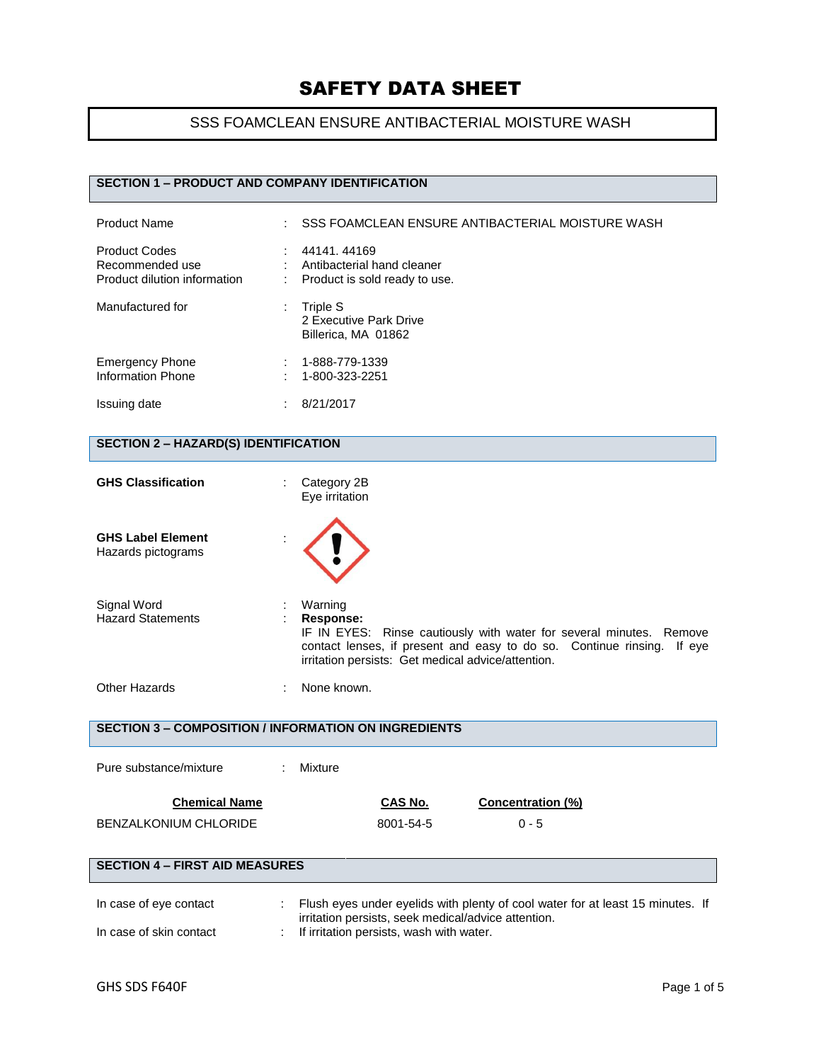# SAFETY DATA SHEET

## SSS FOAMCLEAN ENSURE ANTIBACTERIAL MOISTURE WASH

### SECTION 1 – PRODUCT AND COMPANY IDENTIFICATION

Product Name : SSS FOAMCLEAN ENSURE ANTIBACTERIAL MOISTURE WASH

Product Codes : 44141. 44169
Recommended use : Antibacterial hand cleaner
Product dilution information : Product is sold ready to use.

Manufactured for : Triple S
2 Executive Park Drive
Billerica, MA 01862

Emergency Phone : 1-888-779-1339
Information Phone : 1-800-323-2251

Issuing date : 8/21/2017

### SECTION 2 – HAZARD(S) IDENTIFICATION

**GHS Classification** : Category 2B
Eye irritation

**GHS Label Element**
Hazards pictograms :

Signal Word : Warning
Hazard Statements : **Response:**
IF IN EYES: Rinse cautiously with water for several minutes. Remove contact lenses, if present and easy to do so. Continue rinsing. If eye irritation persists: Get medical advice/attention.

Other Hazards : None known.

### SECTION 3 – COMPOSITION / INFORMATION ON INGREDIENTS

Pure substance/mixture : Mixture

| Chemical Name | CAS No. | Concentration (%) |
|---|---|---|
| BENZALKONIUM CHLORIDE | 8001-54-5 | 0 - 5 |

### SECTION 4 – FIRST AID MEASURES

In case of eye contact : Flush eyes under eyelids with plenty of cool water for at least 15 minutes. If irritation persists, seek medical/advice attention.
In case of skin contact : If irritation persists, wash with water.

GHS SDS F640F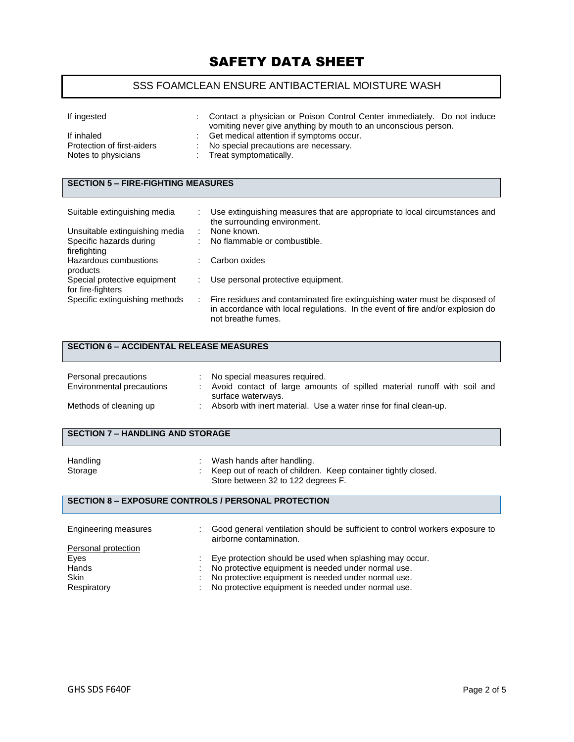| | | |
|---|---|---|
| If ingested | : | Contact a physician or Poison Control Center immediately. Do not induce vomiting never give anything by mouth to an unconscious person. |
| If inhaled | : | Get medical attention if symptoms occur. |
| Protection of first-aiders | : | No special precautions are necessary. |
| Notes to physicians | : | Treat symptomatically. |

## SECTION 5 – FIRE-FIGHTING MEASURES

| | | |
|---|---|---|
| Suitable extinguishing media | : | Use extinguishing measures that are appropriate to local circumstances and the surrounding environment. |
| Unsuitable extinguishing media | : | None known. |
| Specific hazards during firefighting | : | No flammable or combustible. |
| Hazardous combustions products | : | Carbon oxides |
| Special protective equipment for fire-fighters | : | Use personal protective equipment. |
| Specific extinguishing methods | : | Fire residues and contaminated fire extinguishing water must be disposed of in accordance with local regulations. In the event of fire and/or explosion do not breathe fumes. |

## SECTION 6 – ACCIDENTAL RELEASE MEASURES

| | | |
|---|---|---|
| Personal precautions | : | No special measures required. |
| Environmental precautions | : | Avoid contact of large amounts of spilled material runoff with soil and surface waterways. |
| Methods of cleaning up | : | Absorb with inert material. Use a water rinse for final clean-up. |

## SECTION 7 – HANDLING AND STORAGE

| | | |
|---|---|---|
| Handling | : | Wash hands after handling. |
| Storage | : | Keep out of reach of children. Keep container tightly closed. Store between 32 to 122 degrees F. |

## SECTION 8 – EXPOSURE CONTROLS / PERSONAL PROTECTION

| | | |
|---|---|---|
| Engineering measures | : | Good general ventilation should be sufficient to control workers exposure to airborne contamination. |
| Personal protection | | |
| Eyes | : | Eye protection should be used when splashing may occur. |
| Hands | : | No protective equipment is needed under normal use. |
| Skin | : | No protective equipment is needed under normal use. |
| Respiratory | : | No protective equipment is needed under normal use. |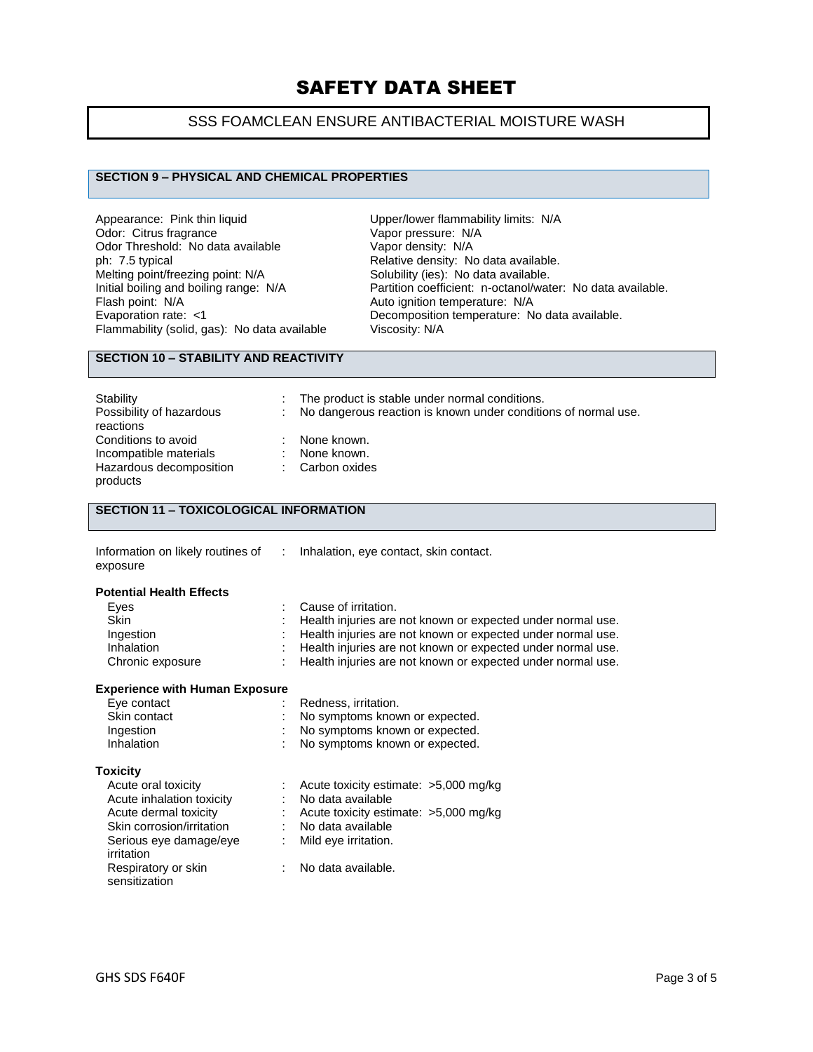# SAFETY DATA SHEET

## SSS FOAMCLEAN ENSURE ANTIBACTERIAL MOISTURE WASH

### SECTION 9 – PHYSICAL AND CHEMICAL PROPERTIES

Appearance: Pink thin liquid
Odor: Citrus fragrance
Odor Threshold: No data available
ph: 7.5 typical
Melting point/freezing point: N/A
Initial boiling and boiling range: N/A
Flash point: N/A
Evaporation rate: <1
Flammability (solid, gas): No data available

Upper/lower flammability limits: N/A
Vapor pressure: N/A
Vapor density: N/A
Relative density: No data available.
Solubility (ies): No data available.
Partition coefficient: n-octanol/water: No data available.
Auto ignition temperature: N/A
Decomposition temperature: No data available.
Viscosity: N/A

### SECTION 10 – STABILITY AND REACTIVITY

| | |
|---|---|
| Stability | : The product is stable under normal conditions. |
| Possibility of hazardous reactions | : No dangerous reaction is known under conditions of normal use. |
| Conditions to avoid | : None known. |
| Incompatible materials | : None known. |
| Hazardous decomposition products | : Carbon oxides |

### SECTION 11 – TOXICOLOGICAL INFORMATION

| | |
|---|---|
| Information on likely routines of exposure | : Inhalation, eye contact, skin contact. |

**Potential Health Effects**

| | |
|---|---|
| Eyes | : Cause of irritation. |
| Skin | : Health injuries are not known or expected under normal use. |
| Ingestion | : Health injuries are not known or expected under normal use. |
| Inhalation | : Health injuries are not known or expected under normal use. |
| Chronic exposure | : Health injuries are not known or expected under normal use. |

**Experience with Human Exposure**

| | |
|---|---|
| Eye contact | : Redness, irritation. |
| Skin contact | : No symptoms known or expected. |
| Ingestion | : No symptoms known or expected. |
| Inhalation | : No symptoms known or expected. |

**Toxicity**

| | |
|---|---|
| Acute oral toxicity | : Acute toxicity estimate: >5,000 mg/kg |
| Acute inhalation toxicity | : No data available |
| Acute dermal toxicity | : Acute toxicity estimate: >5,000 mg/kg |
| Skin corrosion/irritation | : No data available |
| Serious eye damage/eye irritation | : Mild eye irritation. |
| Respiratory or skin sensitization | : No data available. |

GHS SDS F640F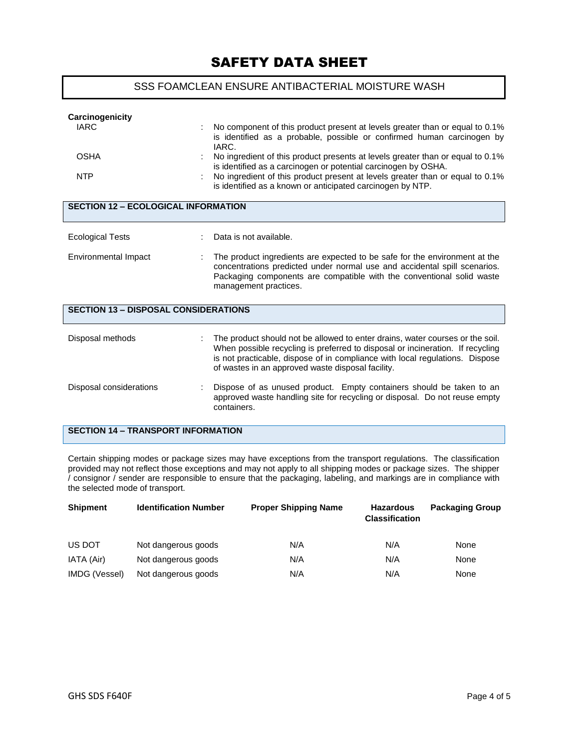**Carcinogenicity**

| | | |
|---|---|---|
| IARC | : | No component of this product present at levels greater than or equal to 0.1% is identified as a probable, possible or confirmed human carcinogen by IARC. |
| OSHA | : | No ingredient of this product presents at levels greater than or equal to 0.1% is identified as a carcinogen or potential carcinogen by OSHA. |
| NTP | : | No ingredient of this product present at levels greater than or equal to 0.1% is identified as a known or anticipated carcinogen by NTP. |

## SECTION 12 – ECOLOGICAL INFORMATION

| | | |
|---|---|---|
| Ecological Tests | : | Data is not available. |
| Environmental Impact | : | The product ingredients are expected to be safe for the environment at the concentrations predicted under normal use and accidental spill scenarios. Packaging components are compatible with the conventional solid waste management practices. |

## SECTION 13 – DISPOSAL CONSIDERATIONS

| | | |
|---|---|---|
| Disposal methods | : | The product should not be allowed to enter drains, water courses or the soil. When possible recycling is preferred to disposal or incineration. If recycling is not practicable, dispose of in compliance with local regulations. Dispose of wastes in an approved waste disposal facility. |
| Disposal considerations | : | Dispose of as unused product. Empty containers should be taken to an approved waste handling site for recycling or disposal. Do not reuse empty containers. |

## SECTION 14 – TRANSPORT INFORMATION

Certain shipping modes or package sizes may have exceptions from the transport regulations. The classification provided may not reflect those exceptions and may not apply to all shipping modes or package sizes. The shipper / consignor / sender are responsible to ensure that the packaging, labeling, and markings are in compliance with the selected mode of transport.

| Shipment | Identification Number | Proper Shipping Name | Hazardous Classification | Packaging Group |
|---|---|---|---|---|
| US DOT | Not dangerous goods | N/A | N/A | None |
| IATA (Air) | Not dangerous goods | N/A | N/A | None |
| IMDG (Vessel) | Not dangerous goods | N/A | N/A | None |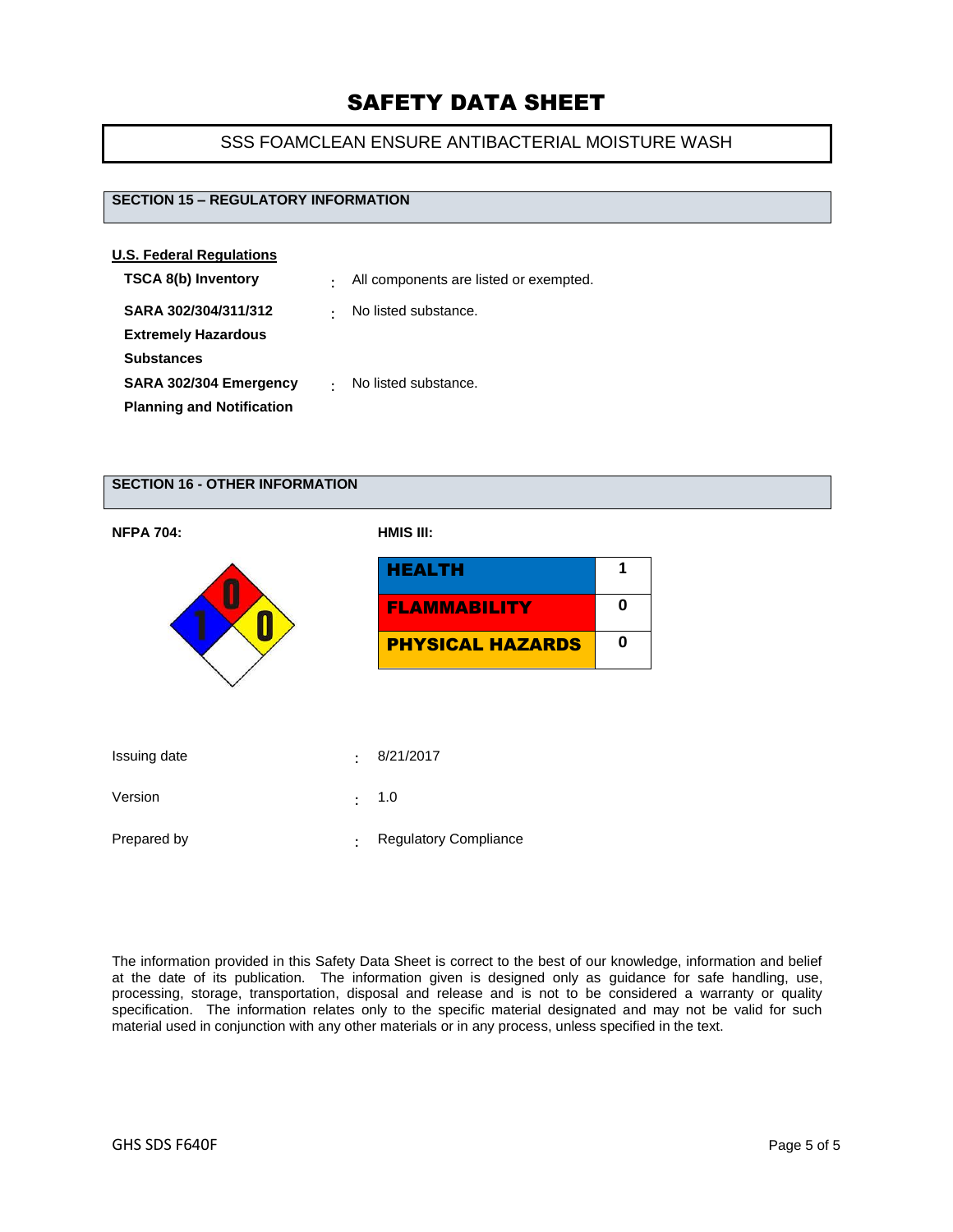# SAFETY DATA SHEET

SSS FOAMCLEAN ENSURE ANTIBACTERIAL MOISTURE WASH

## SECTION 15 – REGULATORY INFORMATION

**U.S. Federal Regulations**

**TSCA 8(b) Inventory** : All components are listed or exempted.

**SARA 302/304/311/312 Extremely Hazardous Substances** : No listed substance.

**SARA 302/304 Emergency Planning and Notification** : No listed substance.

## SECTION 16 - OTHER INFORMATION

**NFPA 704:**

0
1
0

**HMIS III:**

| | |
|---|---|
| HEALTH | 1 |
| FLAMMABILITY | 0 |
| PHYSICAL HAZARDS | 0 |

Issuing date : 8/21/2017

Version : 1.0

Prepared by : Regulatory Compliance

The information provided in this Safety Data Sheet is correct to the best of our knowledge, information and belief at the date of its publication. The information given is designed only as guidance for safe handling, use, processing, storage, transportation, disposal and release and is not to be considered a warranty or quality specification. The information relates only to the specific material designated and may not be valid for such material used in conjunction with any other materials or in any process, unless specified in the text.

GHS SDS F640F